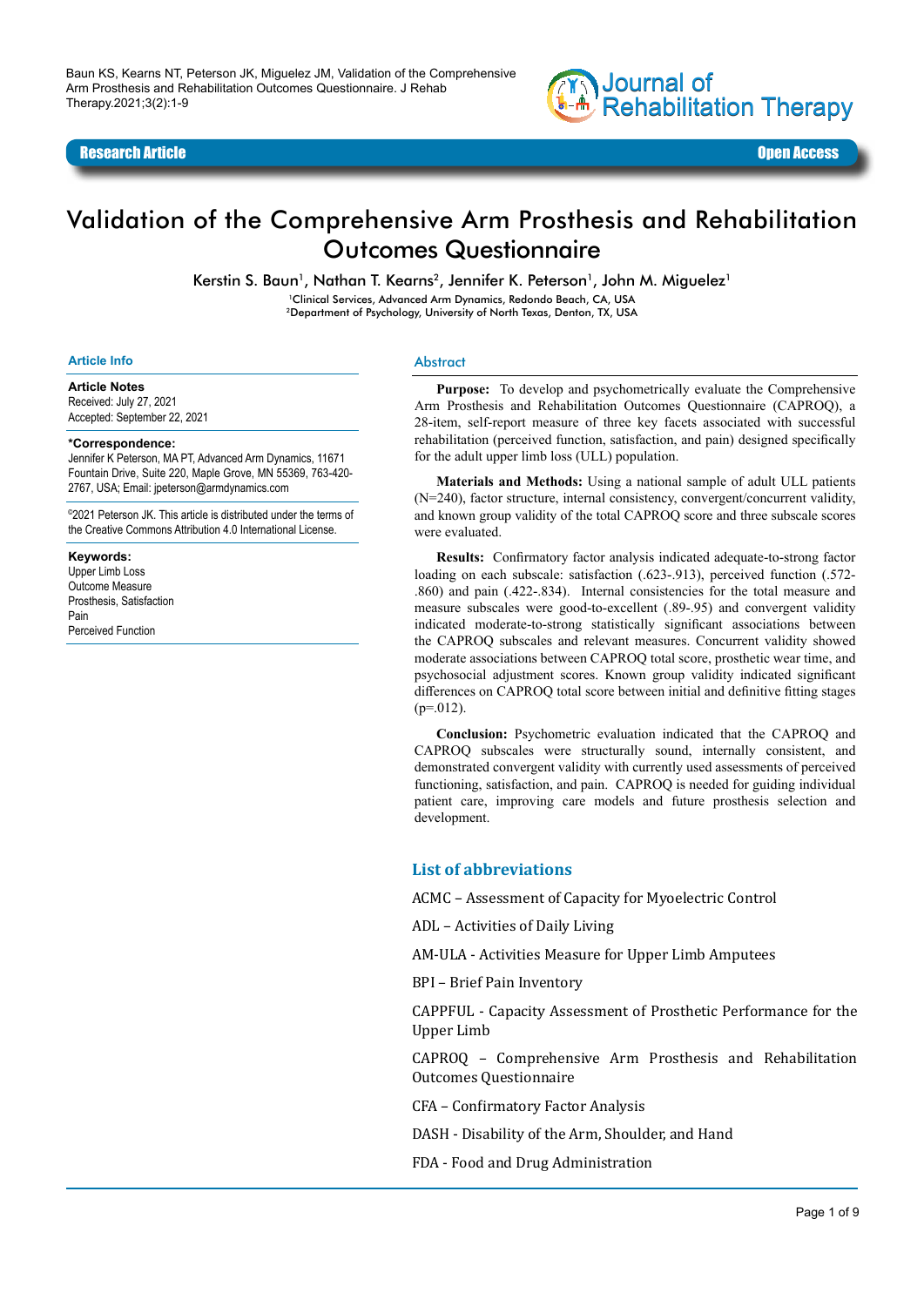Baun KS, Kearns NT, Peterson JK, Miguelez JM, Validation of the Comprehensive Arm Prosthesis and Rehabilitation Outcomes Questionnaire. J Rehab Therapy.2021;3(2):1-9

Research Article | Open Access

# Validation of the Comprehensive Arm Prosthesis and Rehabilitation Outcomes Questionnaire

Kerstin S. Baun[1], Nathan T. Kearns[2], Jennifer K. Peterson[1], John M. Miguelez[1]

[1]Clinical Services, Advanced Arm Dynamics, Redondo Beach, CA, USA
[2]Department of Psychology, University of North Texas, Denton, TX, USA

## Article Info

**Article Notes**
Received: July 27, 2021
Accepted: September 22, 2021

**\*Correspondence:**
Jennifer K Peterson, MA PT, Advanced Arm Dynamics, 11671 Fountain Drive, Suite 220, Maple Grove, MN 55369, 763-420-2767, USA; Email: jpeterson@armdynamics.com

©2021 Peterson JK. This article is distributed under the terms of the Creative Commons Attribution 4.0 International License.

**Keywords:**
Upper Limb Loss
Outcome Measure
Prosthesis, Satisfaction
Pain
Perceived Function

## Abstract

**Purpose:** To develop and psychometrically evaluate the Comprehensive Arm Prosthesis and Rehabilitation Outcomes Questionnaire (CAPROQ), a 28-item, self-report measure of three key facets associated with successful rehabilitation (perceived function, satisfaction, and pain) designed specifically for the adult upper limb loss (ULL) population.

**Materials and Methods:** Using a national sample of adult ULL patients (N=240), factor structure, internal consistency, convergent/concurrent validity, and known group validity of the total CAPROQ score and three subscale scores were evaluated.

**Results:** Confirmatory factor analysis indicated adequate-to-strong factor loading on each subscale: satisfaction (.623-.913), perceived function (.572-.860) and pain (.422-.834). Internal consistencies for the total measure and measure subscales were good-to-excellent (.89-.95) and convergent validity indicated moderate-to-strong statistically significant associations between the CAPROQ subscales and relevant measures. Concurrent validity showed moderate associations between CAPROQ total score, prosthetic wear time, and psychosocial adjustment scores. Known group validity indicated significant differences on CAPROQ total score between initial and definitive fitting stages (p=.012).

**Conclusion:** Psychometric evaluation indicated that the CAPROQ and CAPROQ subscales were structurally sound, internally consistent, and demonstrated convergent validity with currently used assessments of perceived functioning, satisfaction, and pain. CAPROQ is needed for guiding individual patient care, improving care models and future prosthesis selection and development.

## List of abbreviations

ACMC – Assessment of Capacity for Myoelectric Control

ADL – Activities of Daily Living

AM-ULA - Activities Measure for Upper Limb Amputees

BPI – Brief Pain Inventory

CAPPFUL - Capacity Assessment of Prosthetic Performance for the Upper Limb

CAPROQ – Comprehensive Arm Prosthesis and Rehabilitation Outcomes Questionnaire

CFA – Confirmatory Factor Analysis

DASH - Disability of the Arm, Shoulder, and Hand

FDA - Food and Drug Administration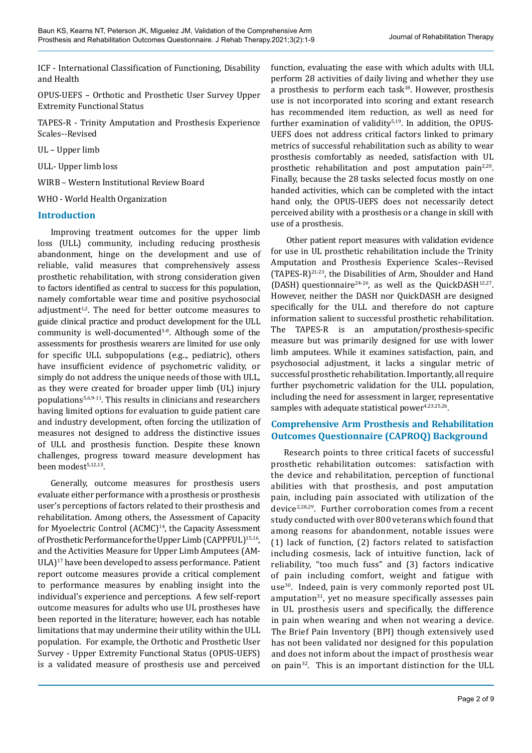ICF - International Classification of Functioning, Disability and Health

OPUS-UEFS – Orthotic and Prosthetic User Survey Upper Extremity Functional Status

TAPES-R - Trinity Amputation and Prosthesis Experience Scales--Revised

UL – Upper limb

ULL- Upper limb loss

WIRB – Western Institutional Review Board

WHO - World Health Organization

## Introduction

Improving treatment outcomes for the upper limb loss (ULL) community, including reducing prosthesis abandonment, hinge on the development and use of reliable, valid measures that comprehensively assess prosthetic rehabilitation, with strong consideration given to factors identified as central to success for this population, namely comfortable wear time and positive psychosocial adjustment[1,2]. The need for better outcome measures to guide clinical practice and product development for the ULL community is well-documented[3-8]. Although some of the assessments for prosthesis wearers are limited for use only for specific ULL subpopulations (e.g.., pediatric), others have insufficient evidence of psychometric validity, or simply do not address the unique needs of those with ULL, as they were created for broader upper limb (UL) injury populations[5,6,9-11]. This results in clinicians and researchers having limited options for evaluation to guide patient care and industry development, often forcing the utilization of measures not designed to address the distinctive issues of ULL and prosthesis function. Despite these known challenges, progress toward measure development has been modest[5,12,13].

Generally, outcome measures for prosthesis users evaluate either performance with a prosthesis or prosthesis user's perceptions of factors related to their prosthesis and rehabilitation. Among others, the Assessment of Capacity for Myoelectric Control (ACMC)[14], the Capacity Assessment of Prosthetic Performance for the Upper Limb (CAPPFUL)[15,16], and the Activities Measure for Upper Limb Amputees (AM-ULA)[17] have been developed to assess performance. Patient report outcome measures provide a critical complement to performance measures by enabling insight into the individual's experience and perceptions. A few self-report outcome measures for adults who use UL prostheses have been reported in the literature; however, each has notable limitations that may undermine their utility within the ULL population. For example, the Orthotic and Prosthetic User Survey - Upper Extremity Functional Status (OPUS-UEFS) is a validated measure of prosthesis use and perceived function, evaluating the ease with which adults with ULL perform 28 activities of daily living and whether they use a prosthesis to perform each task[18]. However, prosthesis use is not incorporated into scoring and extant research has recommended item reduction, as well as need for further examination of validity[5,19]. In addition, the OPUS-UEFS does not address critical factors linked to primary metrics of successful rehabilitation such as ability to wear prosthesis comfortably as needed, satisfaction with UL prosthetic rehabilitation and post amputation pain[2,20]. Finally, because the 28 tasks selected focus mostly on one handed activities, which can be completed with the intact hand only, the OPUS-UEFS does not necessarily detect perceived ability with a prosthesis or a change in skill with use of a prosthesis.

Other patient report measures with validation evidence for use in UL prosthetic rehabilitation include the Trinity Amputation and Prosthesis Experience Scales--Revised (TAPES-R)[21-23], the Disabilities of Arm, Shoulder and Hand (DASH) questionnaire[24-26], as well as the QuickDASH[12,27]. However, neither the DASH nor QuickDASH are designed specifically for the ULL and therefore do not capture information salient to successful prosthetic rehabilitation. The TAPES-R is an amputation/prosthesis-specific measure but was primarily designed for use with lower limb amputees. While it examines satisfaction, pain, and psychosocial adjustment, it lacks a singular metric of successful prosthetic rehabilitation. Importantly, all require further psychometric validation for the ULL population, including the need for assessment in larger, representative samples with adequate statistical power[4,23,25,26].

## Comprehensive Arm Prosthesis and Rehabilitation Outcomes Questionnaire (CAPROQ) Background

Research points to three critical facets of successful prosthetic rehabilitation outcomes: satisfaction with the device and rehabilitation, perception of functional abilities with that prosthesis, and post amputation pain, including pain associated with utilization of the device[2,28,29]. Further corroboration comes from a recent study conducted with over 800 veterans which found that among reasons for abandonment, notable issues were (1) lack of function, (2) factors related to satisfaction including cosmesis, lack of intuitive function, lack of reliability, "too much fuss" and (3) factors indicative of pain including comfort, weight and fatigue with use[30]. Indeed, pain is very commonly reported post UL amputation[31], yet no measure specifically assesses pain in UL prosthesis users and specifically, the difference in pain when wearing and when not wearing a device. The Brief Pain Inventory (BPI) though extensively used has not been validated nor designed for this population and does not inform about the impact of prosthesis wear on pain[32]. This is an important distinction for the ULL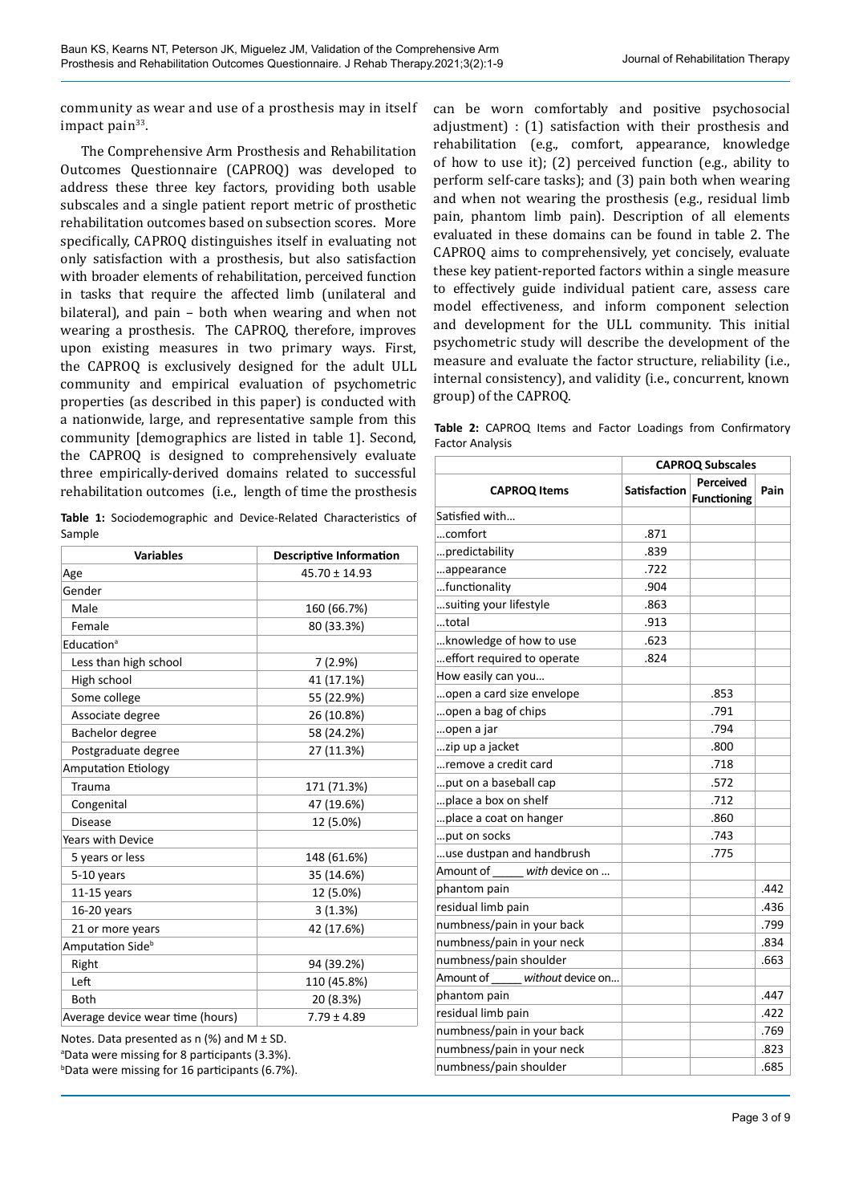community as wear and use of a prosthesis may in itself impact pain[33].

The Comprehensive Arm Prosthesis and Rehabilitation Outcomes Questionnaire (CAPROQ) was developed to address these three key factors, providing both usable subscales and a single patient report metric of prosthetic rehabilitation outcomes based on subsection scores. More specifically, CAPROQ distinguishes itself in evaluating not only satisfaction with a prosthesis, but also satisfaction with broader elements of rehabilitation, perceived function in tasks that require the affected limb (unilateral and bilateral), and pain – both when wearing and when not wearing a prosthesis. The CAPROQ, therefore, improves upon existing measures in two primary ways. First, the CAPROQ is exclusively designed for the adult ULL community and empirical evaluation of psychometric properties (as described in this paper) is conducted with a nationwide, large, and representative sample from this community [demographics are listed in table 1]. Second, the CAPROQ is designed to comprehensively evaluate three empirically-derived domains related to successful rehabilitation outcomes (i.e., length of time the prosthesis can be worn comfortably and positive psychosocial adjustment) : (1) satisfaction with their prosthesis and rehabilitation (e.g., comfort, appearance, knowledge of how to use it); (2) perceived function (e.g., ability to perform self-care tasks); and (3) pain both when wearing and when not wearing the prosthesis (e.g., residual limb pain, phantom limb pain). Description of all elements evaluated in these domains can be found in table 2. The CAPROQ aims to comprehensively, yet concisely, evaluate these key patient-reported factors within a single measure to effectively guide individual patient care, assess care model effectiveness, and inform component selection and development for the ULL community. This initial psychometric study will describe the development of the measure and evaluate the factor structure, reliability (i.e., internal consistency), and validity (i.e., concurrent, known group) of the CAPROQ.

**Table 1:** Sociodemographic and Device-Related Characteristics of Sample

| Variables | Descriptive Information |
|---|---|
| Age | 45.70 ± 14.93 |
| Gender | |
| Male | 160 (66.7%) |
| Female | 80 (33.3%) |
| Education[a] | |
| Less than high school | 7 (2.9%) |
| High school | 41 (17.1%) |
| Some college | 55 (22.9%) |
| Associate degree | 26 (10.8%) |
| Bachelor degree | 58 (24.2%) |
| Postgraduate degree | 27 (11.3%) |
| Amputation Etiology | |
| Trauma | 171 (71.3%) |
| Congenital | 47 (19.6%) |
| Disease | 12 (5.0%) |
| Years with Device | |
| 5 years or less | 148 (61.6%) |
| 5-10 years | 35 (14.6%) |
| 11-15 years | 12 (5.0%) |
| 16-20 years | 3 (1.3%) |
| 21 or more years | 42 (17.6%) |
| Amputation Side[b] | |
| Right | 94 (39.2%) |
| Left | 110 (45.8%) |
| Both | 20 (8.3%) |
| Average device wear time (hours) | 7.79 ± 4.89 |

Notes. Data presented as n (%) and M ± SD.
[a]Data were missing for 8 participants (3.3%).
[b]Data were missing for 16 participants (6.7%).

**Table 2:** CAPROQ Items and Factor Loadings from Confirmatory Factor Analysis

| CAPROQ Items | CAPROQ Subscales | | |
|---|---|---|---|
| | Satisfaction | Perceived Functioning | Pain |
| Satisfied with… | | | |
| …comfort | .871 | | |
| …predictability | .839 | | |
| …appearance | .722 | | |
| …functionality | .904 | | |
| …suiting your lifestyle | .863 | | |
| …total | .913 | | |
| …knowledge of how to use | .623 | | |
| …effort required to operate | .824 | | |
| How easily can you… | | | |
| …open a card size envelope | | .853 | |
| …open a bag of chips | | .791 | |
| …open a jar | | .794 | |
| …zip up a jacket | | .800 | |
| …remove a credit card | | .718 | |
| …put on a baseball cap | | .572 | |
| …place a box on shelf | | .712 | |
| …place a coat on hanger | | .860 | |
| …put on socks | | .743 | |
| …use dustpan and handbrush | | .775 | |
| Amount of _____ *with* device on … | | | |
| phantom pain | | | .442 |
| residual limb pain | | | .436 |
| numbness/pain in your back | | | .799 |
| numbness/pain in your neck | | | .834 |
| numbness/pain shoulder | | | .663 |
| Amount of _____ *without* device on… | | | |
| phantom pain | | | .447 |
| residual limb pain | | | .422 |
| numbness/pain in your back | | | .769 |
| numbness/pain in your neck | | | .823 |
| numbness/pain shoulder | | | .685 |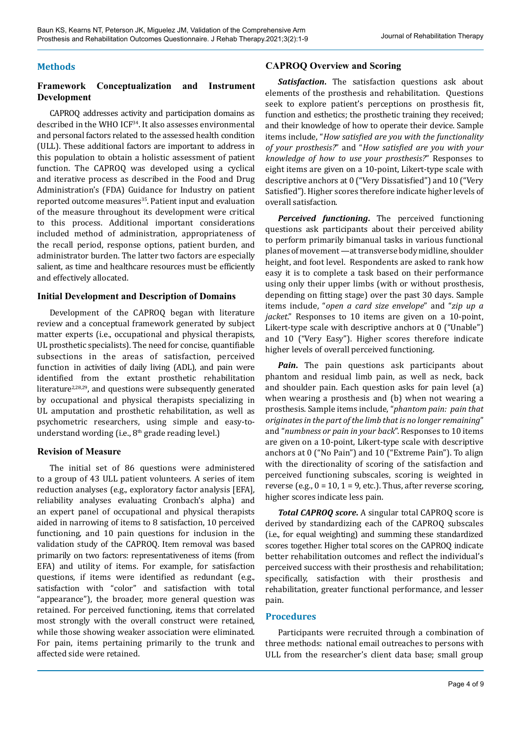## Methods

### Framework Conceptualization and Instrument Development

CAPROQ addresses activity and participation domains as described in the WHO ICF[34]. It also assesses environmental and personal factors related to the assessed health condition (ULL). These additional factors are important to address in this population to obtain a holistic assessment of patient function. The CAPROQ was developed using a cyclical and iterative process as described in the Food and Drug Administration's (FDA) Guidance for Industry on patient reported outcome measures[35]. Patient input and evaluation of the measure throughout its development were critical to this process. Additional important considerations included method of administration, appropriateness of the recall period, response options, patient burden, and administrator burden. The latter two factors are especially salient, as time and healthcare resources must be efficiently and effectively allocated.

### Initial Development and Description of Domains

Development of the CAPROQ began with literature review and a conceptual framework generated by subject matter experts (i.e., occupational and physical therapists, UL prosthetic specialists). The need for concise, quantifiable subsections in the areas of satisfaction, perceived function in activities of daily living (ADL), and pain were identified from the extant prosthetic rehabilitation literature[2,28,29], and questions were subsequently generated by occupational and physical therapists specializing in UL amputation and prosthetic rehabilitation, as well as psychometric researchers, using simple and easy-to-understand wording (i.e., 8th grade reading level.)

### Revision of Measure

The initial set of 86 questions were administered to a group of 43 ULL patient volunteers. A series of item reduction analyses (e.g., exploratory factor analysis [EFA], reliability analyses evaluating Cronbach's alpha) and an expert panel of occupational and physical therapists aided in narrowing of items to 8 satisfaction, 10 perceived functioning, and 10 pain questions for inclusion in the validation study of the CAPROQ. Item removal was based primarily on two factors: representativeness of items (from EFA) and utility of items. For example, for satisfaction questions, if items were identified as redundant (e.g., satisfaction with "color" and satisfaction with total "appearance"), the broader, more general question was retained. For perceived functioning, items that correlated most strongly with the overall construct were retained, while those showing weaker association were eliminated. For pain, items pertaining primarily to the trunk and affected side were retained.

### CAPROQ Overview and Scoring

***Satisfaction.*** The satisfaction questions ask about elements of the prosthesis and rehabilitation. Questions seek to explore patient's perceptions on prosthesis fit, function and esthetics; the prosthetic training they received; and their knowledge of how to operate their device. Sample items include, "*How satisfied are you with the functionality of your prosthesis?*" and "*How satisfied are you with your knowledge of how to use your prosthesis?*" Responses to eight items are given on a 10-point, Likert-type scale with descriptive anchors at 0 ("Very Dissatisfied") and 10 ("Very Satisfied"). Higher scores therefore indicate higher levels of overall satisfaction.

***Perceived functioning.*** The perceived functioning questions ask participants about their perceived ability to perform primarily bimanual tasks in various functional planes of movement —at transverse body midline, shoulder height, and foot level. Respondents are asked to rank how easy it is to complete a task based on their performance using only their upper limbs (with or without prosthesis, depending on fitting stage) over the past 30 days. Sample items include, "*open a card size envelope*" and "*zip up a jacket*." Responses to 10 items are given on a 10-point, Likert-type scale with descriptive anchors at 0 ("Unable") and 10 ("Very Easy"). Higher scores therefore indicate higher levels of overall perceived functioning.

***Pain.*** The pain questions ask participants about phantom and residual limb pain, as well as neck, back and shoulder pain. Each question asks for pain level (a) when wearing a prosthesis and (b) when not wearing a prosthesis. Sample items include, "*phantom pain: pain that originates in the part of the limb that is no longer remaining*" and "*numbness or pain in your back*". Responses to 10 items are given on a 10-point, Likert-type scale with descriptive anchors at 0 ("No Pain") and 10 ("Extreme Pain"). To align with the directionality of scoring of the satisfaction and perceived functioning subscales, scoring is weighted in reverse (e.g., 0 = 10, 1 = 9, etc.). Thus, after reverse scoring, higher scores indicate less pain.

***Total CAPROQ score.*** A singular total CAPROQ score is derived by standardizing each of the CAPROQ subscales (i.e., for equal weighting) and summing these standardized scores together. Higher total scores on the CAPROQ indicate better rehabilitation outcomes and reflect the individual's perceived success with their prosthesis and rehabilitation; specifically, satisfaction with their prosthesis and rehabilitation, greater functional performance, and lesser pain.

## Procedures

Participants were recruited through a combination of three methods: national email outreaches to persons with ULL from the researcher's client data base; small group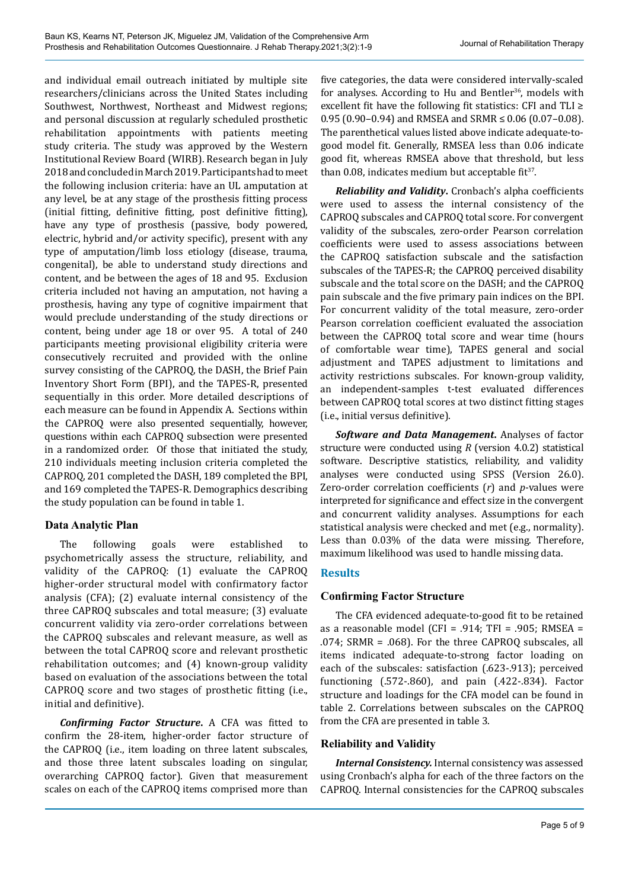and individual email outreach initiated by multiple site researchers/clinicians across the United States including Southwest, Northwest, Northeast and Midwest regions; and personal discussion at regularly scheduled prosthetic rehabilitation appointments with patients meeting study criteria. The study was approved by the Western Institutional Review Board (WIRB). Research began in July 2018 and concluded in March 2019. Participants had to meet the following inclusion criteria: have an UL amputation at any level, be at any stage of the prosthesis fitting process (initial fitting, definitive fitting, post definitive fitting), have any type of prosthesis (passive, body powered, electric, hybrid and/or activity specific), present with any type of amputation/limb loss etiology (disease, trauma, congenital), be able to understand study directions and content, and be between the ages of 18 and 95. Exclusion criteria included not having an amputation, not having a prosthesis, having any type of cognitive impairment that would preclude understanding of the study directions or content, being under age 18 or over 95. A total of 240 participants meeting provisional eligibility criteria were consecutively recruited and provided with the online survey consisting of the CAPROQ, the DASH, the Brief Pain Inventory Short Form (BPI), and the TAPES-R, presented sequentially in this order. More detailed descriptions of each measure can be found in Appendix A. Sections within the CAPROQ were also presented sequentially, however, questions within each CAPROQ subsection were presented in a randomized order. Of those that initiated the study, 210 individuals meeting inclusion criteria completed the CAPROQ, 201 completed the DASH, 189 completed the BPI, and 169 completed the TAPES-R. Demographics describing the study population can be found in table 1.

### Data Analytic Plan

The following goals were established to psychometrically assess the structure, reliability, and validity of the CAPROQ: (1) evaluate the CAPROQ higher-order structural model with confirmatory factor analysis (CFA); (2) evaluate internal consistency of the three CAPROQ subscales and total measure; (3) evaluate concurrent validity via zero-order correlations between the CAPROQ subscales and relevant measure, as well as between the total CAPROQ score and relevant prosthetic rehabilitation outcomes; and (4) known-group validity based on evaluation of the associations between the total CAPROQ score and two stages of prosthetic fitting (i.e., initial and definitive).

***Confirming Factor Structure.*** A CFA was fitted to confirm the 28-item, higher-order factor structure of the CAPROQ (i.e., item loading on three latent subscales, and those three latent subscales loading on singular, overarching CAPROQ factor). Given that measurement scales on each of the CAPROQ items comprised more than five categories, the data were considered intervally-scaled for analyses. According to Hu and Bentler[36], models with excellent fit have the following fit statistics: CFI and TLI ≥ 0.95 (0.90–0.94) and RMSEA and SRMR ≤ 0.06 (0.07–0.08). The parenthetical values listed above indicate adequate-to-good model fit. Generally, RMSEA less than 0.06 indicate good fit, whereas RMSEA above that threshold, but less than 0.08, indicates medium but acceptable fit[37].

***Reliability and Validity.*** Cronbach's alpha coefficients were used to assess the internal consistency of the CAPROQ subscales and CAPROQ total score. For convergent validity of the subscales, zero-order Pearson correlation coefficients were used to assess associations between the CAPROQ satisfaction subscale and the satisfaction subscales of the TAPES-R; the CAPROQ perceived disability subscale and the total score on the DASH; and the CAPROQ pain subscale and the five primary pain indices on the BPI. For concurrent validity of the total measure, zero-order Pearson correlation coefficient evaluated the association between the CAPROQ total score and wear time (hours of comfortable wear time), TAPES general and social adjustment and TAPES adjustment to limitations and activity restrictions subscales. For known-group validity, an independent-samples t-test evaluated differences between CAPROQ total scores at two distinct fitting stages (i.e., initial versus definitive).

***Software and Data Management.*** Analyses of factor structure were conducted using *R* (version 4.0.2) statistical software. Descriptive statistics, reliability, and validity analyses were conducted using SPSS (Version 26.0). Zero-order correlation coefficients ($r$) and $p$-values were interpreted for significance and effect size in the convergent and concurrent validity analyses. Assumptions for each statistical analysis were checked and met (e.g., normality). Less than 0.03% of the data were missing. Therefore, maximum likelihood was used to handle missing data.

## Results

### Confirming Factor Structure

The CFA evidenced adequate-to-good fit to be retained as a reasonable model (CFI = .914; TFI = .905; RMSEA = .074; SRMR = .068). For the three CAPROQ subscales, all items indicated adequate-to-strong factor loading on each of the subscales: satisfaction (.623-.913); perceived functioning (.572-.860), and pain (.422-.834). Factor structure and loadings for the CFA model can be found in table 2. Correlations between subscales on the CAPROQ from the CFA are presented in table 3.

### Reliability and Validity

***Internal Consistency.*** Internal consistency was assessed using Cronbach's alpha for each of the three factors on the CAPROQ. Internal consistencies for the CAPROQ subscales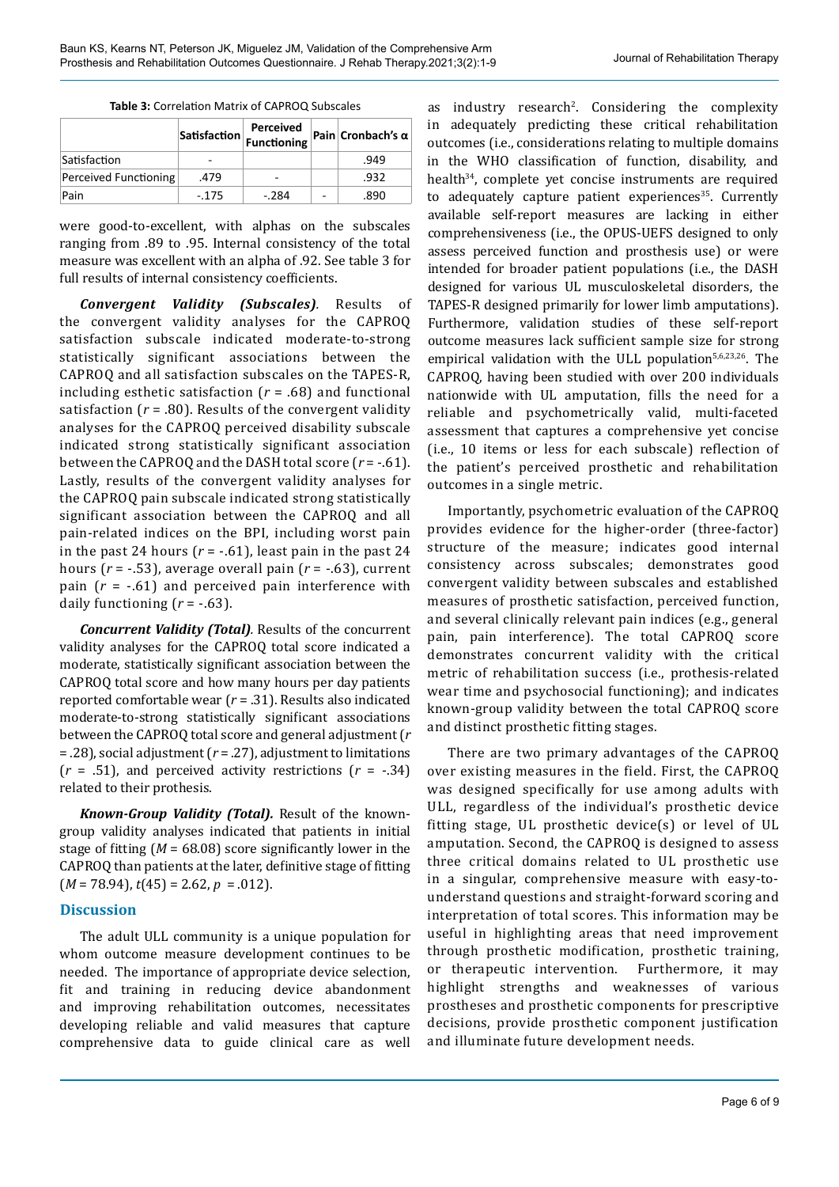**Table 3:** Correlation Matrix of CAPROQ Subscales

| | Satisfaction | Perceived Functioning | Pain | Cronbach's α |
|---|---|---|---|---|
| Satisfaction | - | | | .949 |
| Perceived Functioning | .479 | - | | .932 |
| Pain | -.175 | -.284 | - | .890 |

were good-to-excellent, with alphas on the subscales ranging from .89 to .95. Internal consistency of the total measure was excellent with an alpha of .92. See table 3 for full results of internal consistency coefficients.

***Convergent Validity (Subscales)***. Results of the convergent validity analyses for the CAPROQ satisfaction subscale indicated moderate-to-strong statistically significant associations between the CAPROQ and all satisfaction subscales on the TAPES-R, including esthetic satisfaction ($r$ = .68) and functional satisfaction ($r$ = .80). Results of the convergent validity analyses for the CAPROQ perceived disability subscale indicated strong statistically significant association between the CAPROQ and the DASH total score ($r$ = -.61). Lastly, results of the convergent validity analyses for the CAPROQ pain subscale indicated strong statistically significant association between the CAPROQ and all pain-related indices on the BPI, including worst pain in the past 24 hours ($r$ = -.61), least pain in the past 24 hours ($r$ = -.53), average overall pain ($r$ = -.63), current pain ($r$ = -.61) and perceived pain interference with daily functioning ($r$ = -.63).

***Concurrent Validity (Total)***. Results of the concurrent validity analyses for the CAPROQ total score indicated a moderate, statistically significant association between the CAPROQ total score and how many hours per day patients reported comfortable wear ($r$ = .31). Results also indicated moderate-to-strong statistically significant associations between the CAPROQ total score and general adjustment ($r$ = .28), social adjustment ($r$ = .27), adjustment to limitations ($r$ = .51), and perceived activity restrictions ($r$ = -.34) related to their prothesis.

***Known-Group Validity (Total).*** Result of the known-group validity analyses indicated that patients in initial stage of fitting ($M$ = 68.08) score significantly lower in the CAPROQ than patients at the later, definitive stage of fitting ($M$ = 78.94), $t(45)$ = 2.62, $p$ = .012).

## Discussion

The adult ULL community is a unique population for whom outcome measure development continues to be needed. The importance of appropriate device selection, fit and training in reducing device abandonment and improving rehabilitation outcomes, necessitates developing reliable and valid measures that capture comprehensive data to guide clinical care as well as industry research[2]. Considering the complexity in adequately predicting these critical rehabilitation outcomes (i.e., considerations relating to multiple domains in the WHO classification of function, disability, and health[34], complete yet concise instruments are required to adequately capture patient experiences[35]. Currently available self-report measures are lacking in either comprehensiveness (i.e., the OPUS-UEFS designed to only assess perceived function and prosthesis use) or were intended for broader patient populations (i.e., the DASH designed for various UL musculoskeletal disorders, the TAPES-R designed primarily for lower limb amputations). Furthermore, validation studies of these self-report outcome measures lack sufficient sample size for strong empirical validation with the ULL population[5,6,23,26]. The CAPROQ, having been studied with over 200 individuals nationwide with UL amputation, fills the need for a reliable and psychometrically valid, multi-faceted assessment that captures a comprehensive yet concise (i.e., 10 items or less for each subscale) reflection of the patient's perceived prosthetic and rehabilitation outcomes in a single metric.

Importantly, psychometric evaluation of the CAPROQ provides evidence for the higher-order (three-factor) structure of the measure; indicates good internal consistency across subscales; demonstrates good convergent validity between subscales and established measures of prosthetic satisfaction, perceived function, and several clinically relevant pain indices (e.g., general pain, pain interference). The total CAPROQ score demonstrates concurrent validity with the critical metric of rehabilitation success (i.e., prothesis-related wear time and psychosocial functioning); and indicates known-group validity between the total CAPROQ score and distinct prosthetic fitting stages.

There are two primary advantages of the CAPROQ over existing measures in the field. First, the CAPROQ was designed specifically for use among adults with ULL, regardless of the individual's prosthetic device fitting stage, UL prosthetic device(s) or level of UL amputation. Second, the CAPROQ is designed to assess three critical domains related to UL prosthetic use in a singular, comprehensive measure with easy-to-understand questions and straight-forward scoring and interpretation of total scores. This information may be useful in highlighting areas that need improvement through prosthetic modification, prosthetic training, or therapeutic intervention. Furthermore, it may highlight strengths and weaknesses of various prostheses and prosthetic components for prescriptive decisions, provide prosthetic component justification and illuminate future development needs.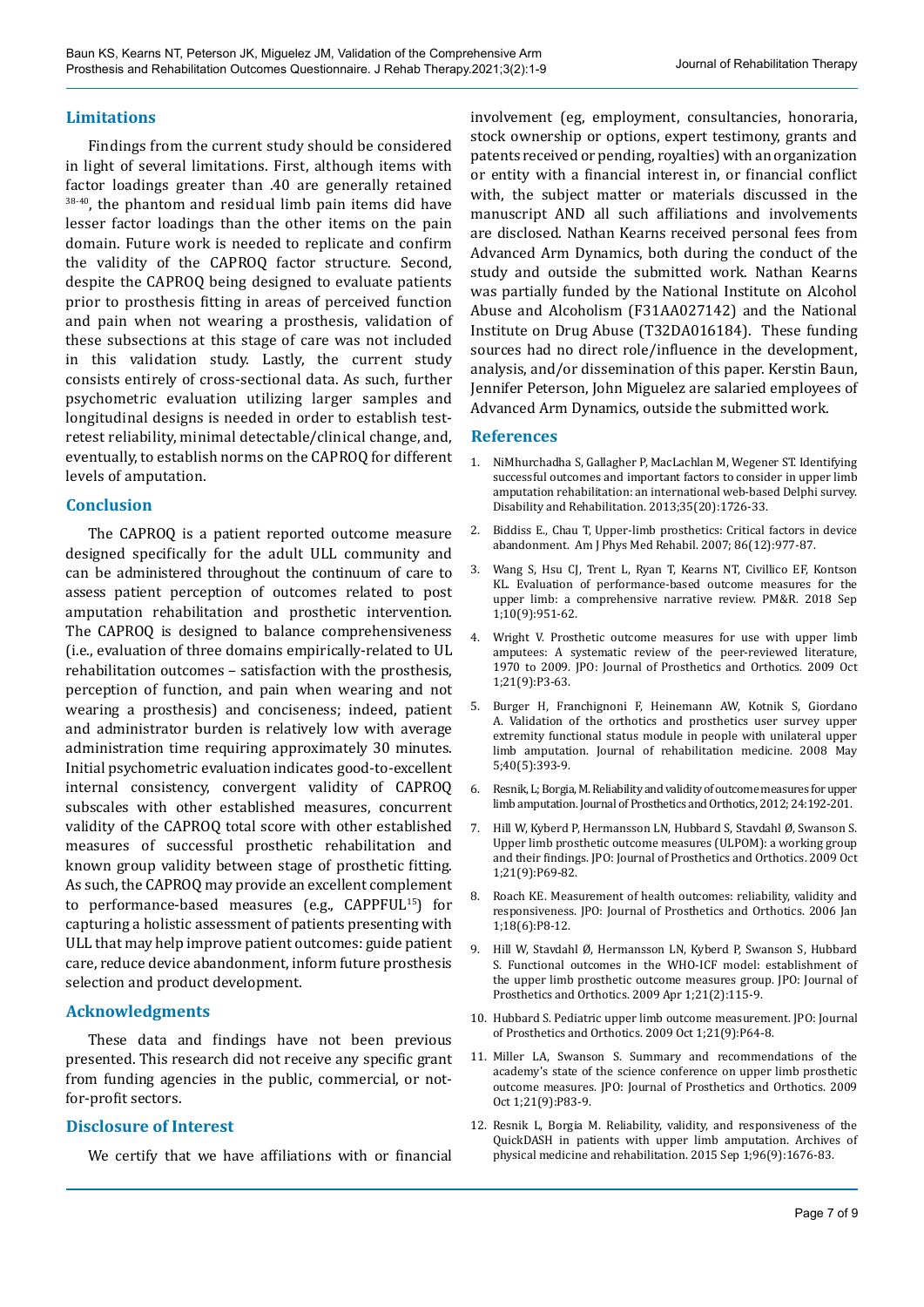## Limitations

Findings from the current study should be considered in light of several limitations. First, although items with factor loadings greater than .40 are generally retained [38-40], the phantom and residual limb pain items did have lesser factor loadings than the other items on the pain domain. Future work is needed to replicate and confirm the validity of the CAPROQ factor structure. Second, despite the CAPROQ being designed to evaluate patients prior to prosthesis fitting in areas of perceived function and pain when not wearing a prosthesis, validation of these subsections at this stage of care was not included in this validation study. Lastly, the current study consists entirely of cross-sectional data. As such, further psychometric evaluation utilizing larger samples and longitudinal designs is needed in order to establish test-retest reliability, minimal detectable/clinical change, and, eventually, to establish norms on the CAPROQ for different levels of amputation.

## Conclusion

The CAPROQ is a patient reported outcome measure designed specifically for the adult ULL community and can be administered throughout the continuum of care to assess patient perception of outcomes related to post amputation rehabilitation and prosthetic intervention. The CAPROQ is designed to balance comprehensiveness (i.e., evaluation of three domains empirically-related to UL rehabilitation outcomes – satisfaction with the prosthesis, perception of function, and pain when wearing and not wearing a prosthesis) and conciseness; indeed, patient and administrator burden is relatively low with average administration time requiring approximately 30 minutes. Initial psychometric evaluation indicates good-to-excellent internal consistency, convergent validity of CAPROQ subscales with other established measures, concurrent validity of the CAPROQ total score with other established measures of successful prosthetic rehabilitation and known group validity between stage of prosthetic fitting. As such, the CAPROQ may provide an excellent complement to performance-based measures (e.g., CAPPFUL[15]) for capturing a holistic assessment of patients presenting with ULL that may help improve patient outcomes: guide patient care, reduce device abandonment, inform future prosthesis selection and product development.

## Acknowledgments

These data and findings have not been previous presented. This research did not receive any specific grant from funding agencies in the public, commercial, or not-for-profit sectors.

## Disclosure of Interest

We certify that we have affiliations with or financial involvement (eg, employment, consultancies, honoraria, stock ownership or options, expert testimony, grants and patents received or pending, royalties) with an organization or entity with a financial interest in, or financial conflict with, the subject matter or materials discussed in the manuscript AND all such affiliations and involvements are disclosed. Nathan Kearns received personal fees from Advanced Arm Dynamics, both during the conduct of the study and outside the submitted work. Nathan Kearns was partially funded by the National Institute on Alcohol Abuse and Alcoholism (F31AA027142) and the National Institute on Drug Abuse (T32DA016184). These funding sources had no direct role/influence in the development, analysis, and/or dissemination of this paper. Kerstin Baun, Jennifer Peterson, John Miguelez are salaried employees of Advanced Arm Dynamics, outside the submitted work.

## References

1. NiMhurchadha S, Gallagher P, MacLachlan M, Wegener ST. Identifying successful outcomes and important factors to consider in upper limb amputation rehabilitation: an international web-based Delphi survey. Disability and Rehabilitation. 2013;35(20):1726-33.
2. Biddiss E., Chau T, Upper-limb prosthetics: Critical factors in device abandonment. Am J Phys Med Rehabil. 2007; 86(12):977-87.
3. Wang S, Hsu CJ, Trent L, Ryan T, Kearns NT, Civillico EF, Kontson KL. Evaluation of performance-based outcome measures for the upper limb: a comprehensive narrative review. PM&R. 2018 Sep 1;10(9):951-62.
4. Wright V. Prosthetic outcome measures for use with upper limb amputees: A systematic review of the peer-reviewed literature, 1970 to 2009. JPO: Journal of Prosthetics and Orthotics. 2009 Oct 1;21(9):P3-63.
5. Burger H, Franchignoni F, Heinemann AW, Kotnik S, Giordano A. Validation of the orthotics and prosthetics user survey upper extremity functional status module in people with unilateral upper limb amputation. Journal of rehabilitation medicine. 2008 May 5;40(5):393-9.
6. Resnik, L; Borgia, M. Reliability and validity of outcome measures for upper limb amputation. Journal of Prosthetics and Orthotics, 2012; 24:192-201.
7. Hill W, Kyberd P, Hermansson LN, Hubbard S, Stavdahl Ø, Swanson S. Upper limb prosthetic outcome measures (ULPOM): a working group and their findings. JPO: Journal of Prosthetics and Orthotics. 2009 Oct 1;21(9):P69-82.
8. Roach KE. Measurement of health outcomes: reliability, validity and responsiveness. JPO: Journal of Prosthetics and Orthotics. 2006 Jan 1;18(6):P8-12.
9. Hill W, Stavdahl Ø, Hermansson LN, Kyberd P, Swanson S, Hubbard S. Functional outcomes in the WHO-ICF model: establishment of the upper limb prosthetic outcome measures group. JPO: Journal of Prosthetics and Orthotics. 2009 Apr 1;21(2):115-9.
10. Hubbard S. Pediatric upper limb outcome measurement. JPO: Journal of Prosthetics and Orthotics. 2009 Oct 1;21(9):P64-8.
11. Miller LA, Swanson S. Summary and recommendations of the academy's state of the science conference on upper limb prosthetic outcome measures. JPO: Journal of Prosthetics and Orthotics. 2009 Oct 1;21(9):P83-9.
12. Resnik L, Borgia M. Reliability, validity, and responsiveness of the QuickDASH in patients with upper limb amputation. Archives of physical medicine and rehabilitation. 2015 Sep 1;96(9):1676-83.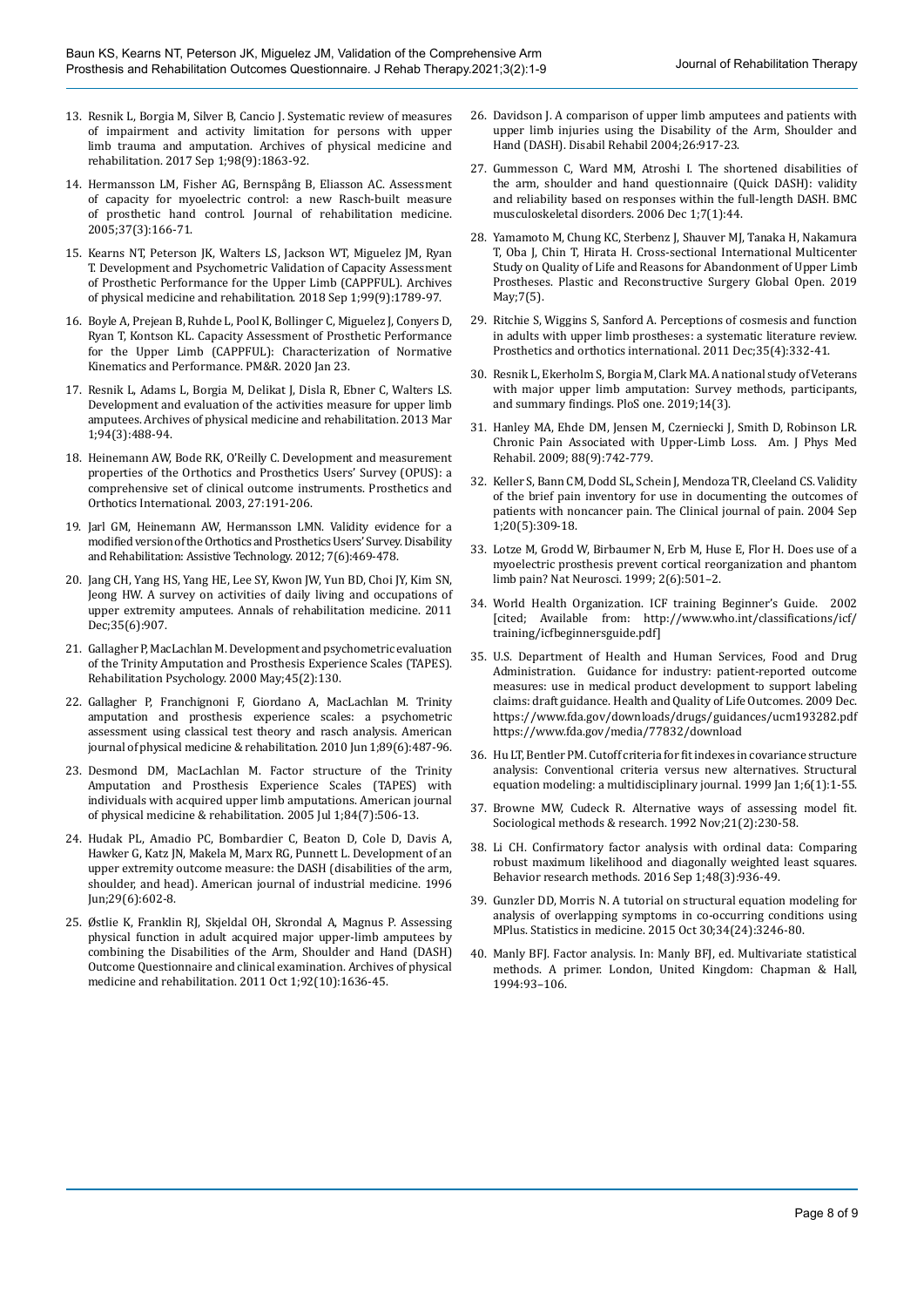13. Resnik L, Borgia M, Silver B, Cancio J. Systematic review of measures of impairment and activity limitation for persons with upper limb trauma and amputation. Archives of physical medicine and rehabilitation. 2017 Sep 1;98(9):1863-92.

14. Hermansson LM, Fisher AG, Bernspång B, Eliasson AC. Assessment of capacity for myoelectric control: a new Rasch-built measure of prosthetic hand control. Journal of rehabilitation medicine. 2005;37(3):166-71.

15. Kearns NT, Peterson JK, Walters LS, Jackson WT, Miguelez JM, Ryan T. Development and Psychometric Validation of Capacity Assessment of Prosthetic Performance for the Upper Limb (CAPPFUL). Archives of physical medicine and rehabilitation. 2018 Sep 1;99(9):1789-97.

16. Boyle A, Prejean B, Ruhde L, Pool K, Bollinger C, Miguelez J, Conyers D, Ryan T, Kontson KL. Capacity Assessment of Prosthetic Performance for the Upper Limb (CAPPFUL): Characterization of Normative Kinematics and Performance. PM&R. 2020 Jan 23.

17. Resnik L, Adams L, Borgia M, Delikat J, Disla R, Ebner C, Walters LS. Development and evaluation of the activities measure for upper limb amputees. Archives of physical medicine and rehabilitation. 2013 Mar 1;94(3):488-94.

18. Heinemann AW, Bode RK, O'Reilly C. Development and measurement properties of the Orthotics and Prosthetics Users' Survey (OPUS): a comprehensive set of clinical outcome instruments. Prosthetics and Orthotics International. 2003, 27:191-206.

19. Jarl GM, Heinemann AW, Hermansson LMN. Validity evidence for a modified version of the Orthotics and Prosthetics Users' Survey. Disability and Rehabilitation: Assistive Technology. 2012; 7(6):469-478.

20. Jang CH, Yang HS, Yang HE, Lee SY, Kwon JW, Yun BD, Choi JY, Kim SN, Jeong HW. A survey on activities of daily living and occupations of upper extremity amputees. Annals of rehabilitation medicine. 2011 Dec;35(6):907.

21. Gallagher P, MacLachlan M. Development and psychometric evaluation of the Trinity Amputation and Prosthesis Experience Scales (TAPES). Rehabilitation Psychology. 2000 May;45(2):130.

22. Gallagher P, Franchignoni F, Giordano A, MacLachlan M. Trinity amputation and prosthesis experience scales: a psychometric assessment using classical test theory and rasch analysis. American journal of physical medicine & rehabilitation. 2010 Jun 1;89(6):487-96.

23. Desmond DM, MacLachlan M. Factor structure of the Trinity Amputation and Prosthesis Experience Scales (TAPES) with individuals with acquired upper limb amputations. American journal of physical medicine & rehabilitation. 2005 Jul 1;84(7):506-13.

24. Hudak PL, Amadio PC, Bombardier C, Beaton D, Cole D, Davis A, Hawker G, Katz JN, Makela M, Marx RG, Punnett L. Development of an upper extremity outcome measure: the DASH (disabilities of the arm, shoulder, and head). American journal of industrial medicine. 1996 Jun;29(6):602-8.

25. Østlie K, Franklin RJ, Skjeldal OH, Skrondal A, Magnus P. Assessing physical function in adult acquired major upper-limb amputees by combining the Disabilities of the Arm, Shoulder and Hand (DASH) Outcome Questionnaire and clinical examination. Archives of physical medicine and rehabilitation. 2011 Oct 1;92(10):1636-45.

26. Davidson J. A comparison of upper limb amputees and patients with upper limb injuries using the Disability of the Arm, Shoulder and Hand (DASH). Disabil Rehabil 2004;26:917-23.

27. Gummesson C, Ward MM, Atroshi I. The shortened disabilities of the arm, shoulder and hand questionnaire (Quick DASH): validity and reliability based on responses within the full-length DASH. BMC musculoskeletal disorders. 2006 Dec 1;7(1):44.

28. Yamamoto M, Chung KC, Sterbenz J, Shauver MJ, Tanaka H, Nakamura T, Oba J, Chin T, Hirata H. Cross-sectional International Multicenter Study on Quality of Life and Reasons for Abandonment of Upper Limb Prostheses. Plastic and Reconstructive Surgery Global Open. 2019 May;7(5).

29. Ritchie S, Wiggins S, Sanford A. Perceptions of cosmesis and function in adults with upper limb prostheses: a systematic literature review. Prosthetics and orthotics international. 2011 Dec;35(4):332-41.

30. Resnik L, Ekerholm S, Borgia M, Clark MA. A national study of Veterans with major upper limb amputation: Survey methods, participants, and summary findings. PloS one. 2019;14(3).

31. Hanley MA, Ehde DM, Jensen M, Czerniecki J, Smith D, Robinson LR. Chronic Pain Associated with Upper-Limb Loss. Am. J Phys Med Rehabil. 2009; 88(9):742-779.

32. Keller S, Bann CM, Dodd SL, Schein J, Mendoza TR, Cleeland CS. Validity of the brief pain inventory for use in documenting the outcomes of patients with noncancer pain. The Clinical journal of pain. 2004 Sep 1;20(5):309-18.

33. Lotze M, Grodd W, Birbaumer N, Erb M, Huse E, Flor H. Does use of a myoelectric prosthesis prevent cortical reorganization and phantom limb pain? Nat Neurosci. 1999; 2(6):501–2.

34. World Health Organization. ICF training Beginner's Guide. 2002 [cited; Available from: http://www.who.int/classifications/icf/training/icfbeginnersguide.pdf]

35. U.S. Department of Health and Human Services, Food and Drug Administration. Guidance for industry: patient-reported outcome measures: use in medical product development to support labeling claims: draft guidance. Health and Quality of Life Outcomes. 2009 Dec. https://www.fda.gov/downloads/drugs/guidances/ucm193282.pdf https://www.fda.gov/media/77832/download

36. Hu LT, Bentler PM. Cutoff criteria for fit indexes in covariance structure analysis: Conventional criteria versus new alternatives. Structural equation modeling: a multidisciplinary journal. 1999 Jan 1;6(1):1-55.

37. Browne MW, Cudeck R. Alternative ways of assessing model fit. Sociological methods & research. 1992 Nov;21(2):230-58.

38. Li CH. Confirmatory factor analysis with ordinal data: Comparing robust maximum likelihood and diagonally weighted least squares. Behavior research methods. 2016 Sep 1;48(3):936-49.

39. Gunzler DD, Morris N. A tutorial on structural equation modeling for analysis of overlapping symptoms in co-occurring conditions using MPlus. Statistics in medicine. 2015 Oct 30;34(24):3246-80.

40. Manly BFJ. Factor analysis. In: Manly BFJ, ed. Multivariate statistical methods. A primer. London, United Kingdom: Chapman & Hall, 1994:93–106.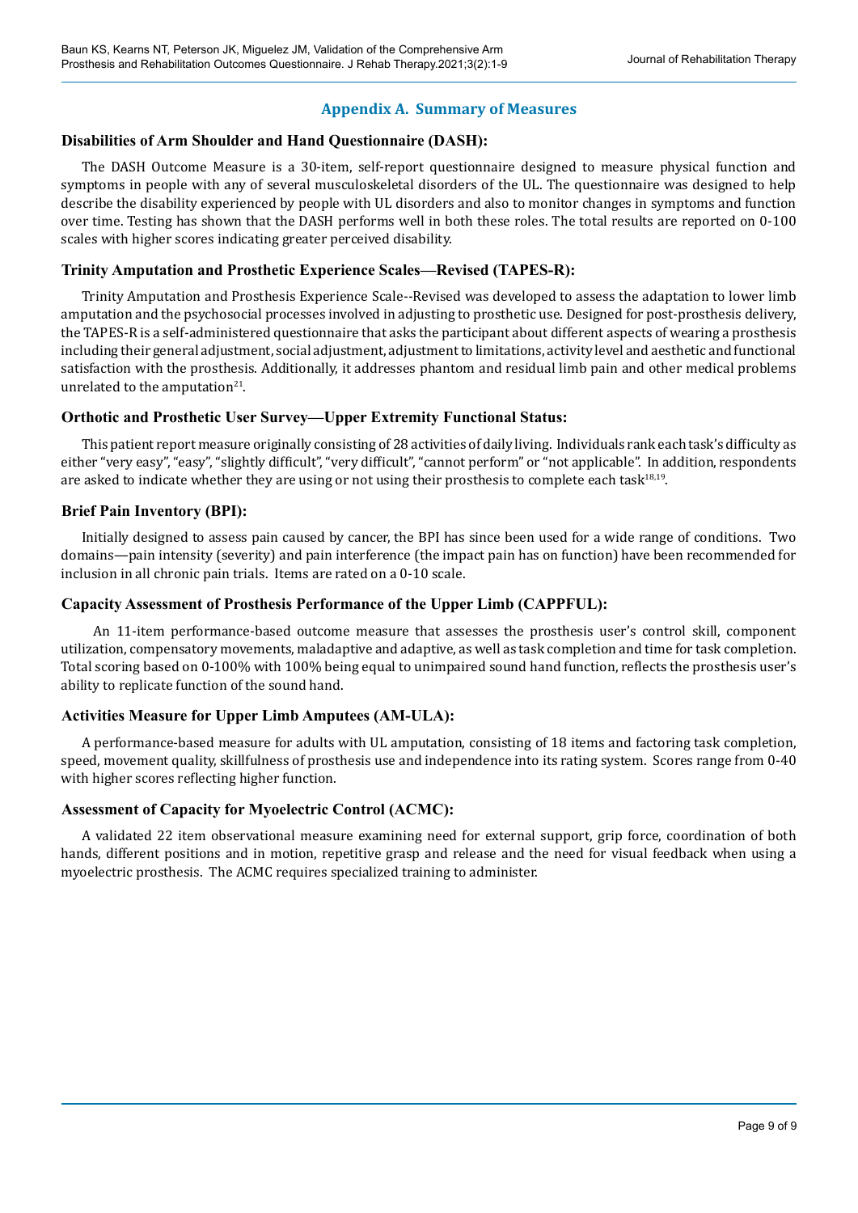## Appendix A. Summary of Measures

### Disabilities of Arm Shoulder and Hand Questionnaire (DASH):

The DASH Outcome Measure is a 30-item, self-report questionnaire designed to measure physical function and symptoms in people with any of several musculoskeletal disorders of the UL. The questionnaire was designed to help describe the disability experienced by people with UL disorders and also to monitor changes in symptoms and function over time. Testing has shown that the DASH performs well in both these roles. The total results are reported on 0-100 scales with higher scores indicating greater perceived disability.

### Trinity Amputation and Prosthetic Experience Scales—Revised (TAPES-R):

Trinity Amputation and Prosthesis Experience Scale--Revised was developed to assess the adaptation to lower limb amputation and the psychosocial processes involved in adjusting to prosthetic use. Designed for post-prosthesis delivery, the TAPES-R is a self-administered questionnaire that asks the participant about different aspects of wearing a prosthesis including their general adjustment, social adjustment, adjustment to limitations, activity level and aesthetic and functional satisfaction with the prosthesis. Additionally, it addresses phantom and residual limb pain and other medical problems unrelated to the amputation[21].

### Orthotic and Prosthetic User Survey—Upper Extremity Functional Status:

This patient report measure originally consisting of 28 activities of daily living. Individuals rank each task's difficulty as either "very easy", "easy", "slightly difficult", "very difficult", "cannot perform" or "not applicable". In addition, respondents are asked to indicate whether they are using or not using their prosthesis to complete each task[18,19].

### Brief Pain Inventory (BPI):

Initially designed to assess pain caused by cancer, the BPI has since been used for a wide range of conditions. Two domains—pain intensity (severity) and pain interference (the impact pain has on function) have been recommended for inclusion in all chronic pain trials. Items are rated on a 0-10 scale.

### Capacity Assessment of Prosthesis Performance of the Upper Limb (CAPPFUL):

An 11-item performance-based outcome measure that assesses the prosthesis user's control skill, component utilization, compensatory movements, maladaptive and adaptive, as well as task completion and time for task completion. Total scoring based on 0-100% with 100% being equal to unimpaired sound hand function, reflects the prosthesis user's ability to replicate function of the sound hand.

### Activities Measure for Upper Limb Amputees (AM-ULA):

A performance-based measure for adults with UL amputation, consisting of 18 items and factoring task completion, speed, movement quality, skillfulness of prosthesis use and independence into its rating system. Scores range from 0-40 with higher scores reflecting higher function.

### Assessment of Capacity for Myoelectric Control (ACMC):

A validated 22 item observational measure examining need for external support, grip force, coordination of both hands, different positions and in motion, repetitive grasp and release and the need for visual feedback when using a myoelectric prosthesis. The ACMC requires specialized training to administer.